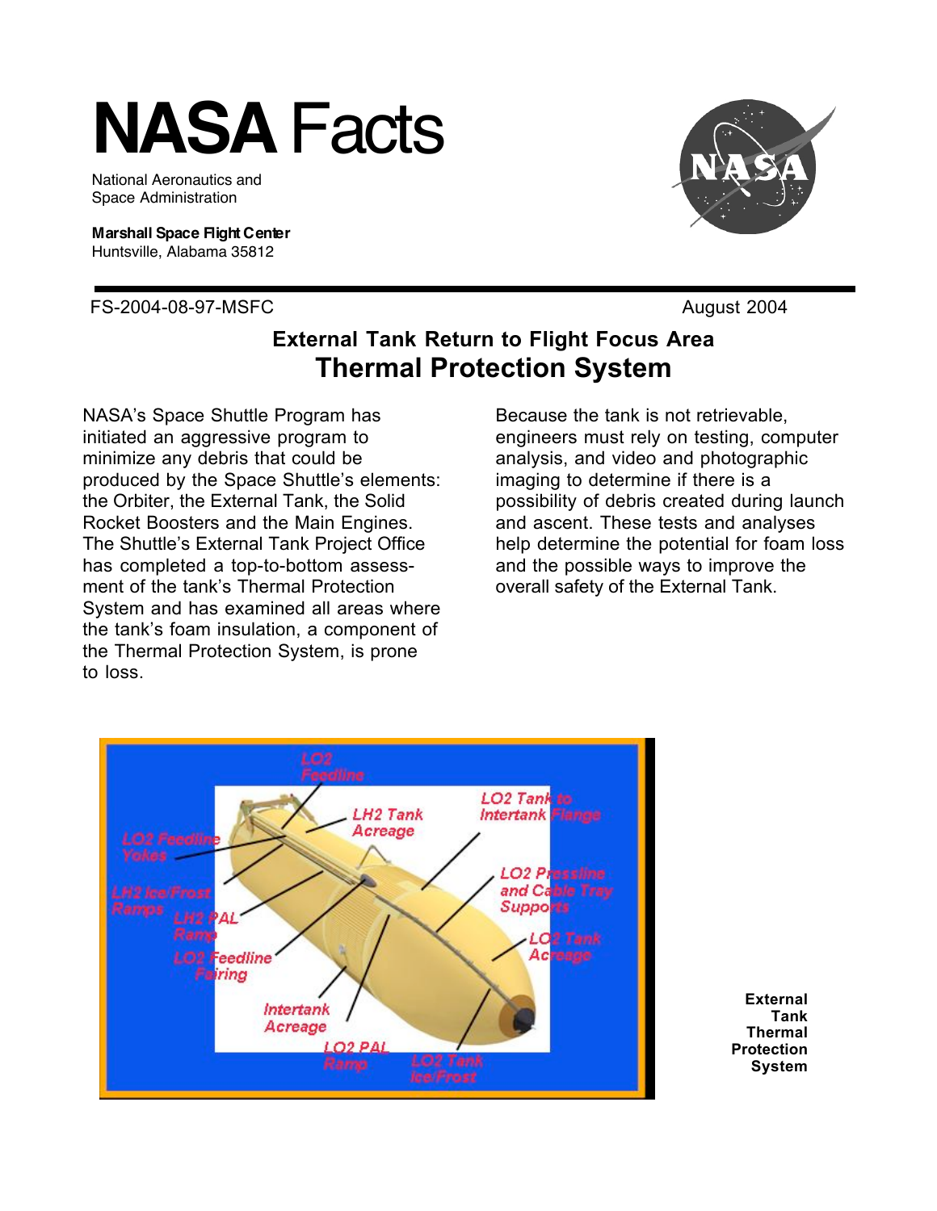# NASA Facts

National Aeronautics and Space Administration

**Marshall Space Flight Center**
Huntsville, Alabama 35812

FS-2004-08-97-MSFC

August 2004

## External Tank Return to Flight Focus Area
## Thermal Protection System

NASA's Space Shuttle Program has initiated an aggressive program to minimize any debris that could be produced by the Space Shuttle's elements: the Orbiter, the External Tank, the Solid Rocket Boosters and the Main Engines. The Shuttle's External Tank Project Office has completed a top-to-bottom assessment of the tank's Thermal Protection System and has examined all areas where the tank's foam insulation, a component of the Thermal Protection System, is prone to loss.

Because the tank is not retrievable, engineers must rely on testing, computer analysis, and video and photographic imaging to determine if there is a possibility of debris created during launch and ascent. These tests and analyses help determine the potential for foam loss and the possible ways to improve the overall safety of the External Tank.

**External Tank Thermal Protection System**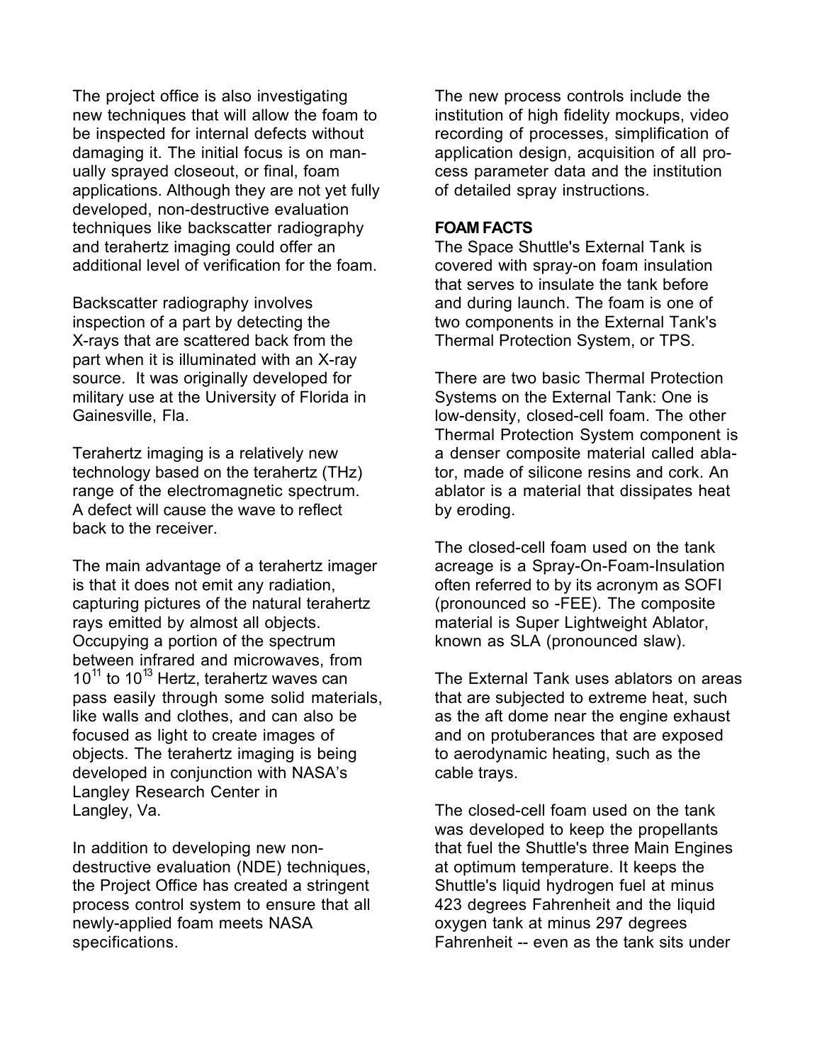The project office is also investigating new techniques that will allow the foam to be inspected for internal defects without damaging it. The initial focus is on manually sprayed closeout, or final, foam applications. Although they are not yet fully developed, non-destructive evaluation techniques like backscatter radiography and terahertz imaging could offer an additional level of verification for the foam.

Backscatter radiography involves inspection of a part by detecting the X-rays that are scattered back from the part when it is illuminated with an X-ray source. It was originally developed for military use at the University of Florida in Gainesville, Fla.

Terahertz imaging is a relatively new technology based on the terahertz (THz) range of the electromagnetic spectrum. A defect will cause the wave to reflect back to the receiver.

The main advantage of a terahertz imager is that it does not emit any radiation, capturing pictures of the natural terahertz rays emitted by almost all objects. Occupying a portion of the spectrum between infrared and microwaves, from $10^{11}$ to $10^{13}$ Hertz, terahertz waves can pass easily through some solid materials, like walls and clothes, and can also be focused as light to create images of objects. The terahertz imaging is being developed in conjunction with NASA's Langley Research Center in Langley, Va.

In addition to developing new non-destructive evaluation (NDE) techniques, the Project Office has created a stringent process control system to ensure that all newly-applied foam meets NASA specifications.

The new process controls include the institution of high fidelity mockups, video recording of processes, simplification of application design, acquisition of all process parameter data and the institution of detailed spray instructions.

**FOAM FACTS**

The Space Shuttle's External Tank is covered with spray-on foam insulation that serves to insulate the tank before and during launch. The foam is one of two components in the External Tank's Thermal Protection System, or TPS.

There are two basic Thermal Protection Systems on the External Tank: One is low-density, closed-cell foam. The other Thermal Protection System component is a denser composite material called ablator, made of silicone resins and cork. An ablator is a material that dissipates heat by eroding.

The closed-cell foam used on the tank acreage is a Spray-On-Foam-Insulation often referred to by its acronym as SOFI (pronounced so -FEE). The composite material is Super Lightweight Ablator, known as SLA (pronounced slaw).

The External Tank uses ablators on areas that are subjected to extreme heat, such as the aft dome near the engine exhaust and on protuberances that are exposed to aerodynamic heating, such as the cable trays.

The closed-cell foam used on the tank was developed to keep the propellants that fuel the Shuttle's three Main Engines at optimum temperature. It keeps the Shuttle's liquid hydrogen fuel at minus 423 degrees Fahrenheit and the liquid oxygen tank at minus 297 degrees Fahrenheit -- even as the tank sits under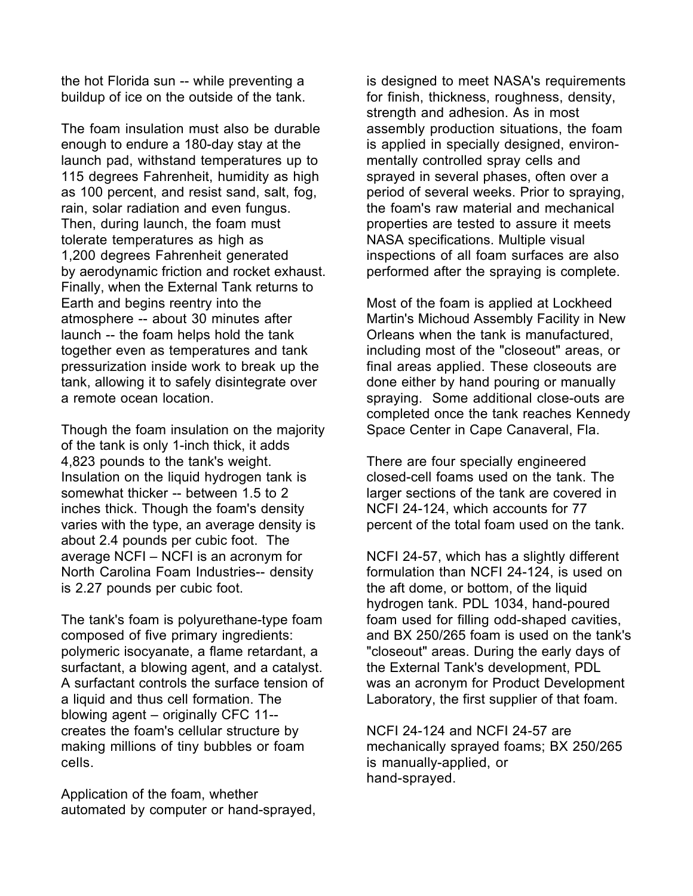the hot Florida sun -- while preventing a buildup of ice on the outside of the tank.

The foam insulation must also be durable enough to endure a 180-day stay at the launch pad, withstand temperatures up to 115 degrees Fahrenheit, humidity as high as 100 percent, and resist sand, salt, fog, rain, solar radiation and even fungus. Then, during launch, the foam must tolerate temperatures as high as 1,200 degrees Fahrenheit generated by aerodynamic friction and rocket exhaust. Finally, when the External Tank returns to Earth and begins reentry into the atmosphere -- about 30 minutes after launch -- the foam helps hold the tank together even as temperatures and tank pressurization inside work to break up the tank, allowing it to safely disintegrate over a remote ocean location.

Though the foam insulation on the majority of the tank is only 1-inch thick, it adds 4,823 pounds to the tank's weight. Insulation on the liquid hydrogen tank is somewhat thicker -- between 1.5 to 2 inches thick. Though the foam's density varies with the type, an average density is about 2.4 pounds per cubic foot. The average NCFI – NCFI is an acronym for North Carolina Foam Industries-- density is 2.27 pounds per cubic foot.

The tank's foam is polyurethane-type foam composed of five primary ingredients: polymeric isocyanate, a flame retardant, a surfactant, a blowing agent, and a catalyst. A surfactant controls the surface tension of a liquid and thus cell formation. The blowing agent – originally CFC 11-- creates the foam's cellular structure by making millions of tiny bubbles or foam cells.

Application of the foam, whether automated by computer or hand-sprayed, is designed to meet NASA's requirements for finish, thickness, roughness, density, strength and adhesion. As in most assembly production situations, the foam is applied in specially designed, environmentally controlled spray cells and sprayed in several phases, often over a period of several weeks. Prior to spraying, the foam's raw material and mechanical properties are tested to assure it meets NASA specifications. Multiple visual inspections of all foam surfaces are also performed after the spraying is complete.

Most of the foam is applied at Lockheed Martin's Michoud Assembly Facility in New Orleans when the tank is manufactured, including most of the "closeout" areas, or final areas applied. These closeouts are done either by hand pouring or manually spraying. Some additional close-outs are completed once the tank reaches Kennedy Space Center in Cape Canaveral, Fla.

There are four specially engineered closed-cell foams used on the tank. The larger sections of the tank are covered in NCFI 24-124, which accounts for 77 percent of the total foam used on the tank.

NCFI 24-57, which has a slightly different formulation than NCFI 24-124, is used on the aft dome, or bottom, of the liquid hydrogen tank. PDL 1034, hand-poured foam used for filling odd-shaped cavities, and BX 250/265 foam is used on the tank's "closeout" areas. During the early days of the External Tank's development, PDL was an acronym for Product Development Laboratory, the first supplier of that foam.

NCFI 24-124 and NCFI 24-57 are mechanically sprayed foams; BX 250/265 is manually-applied, or hand-sprayed.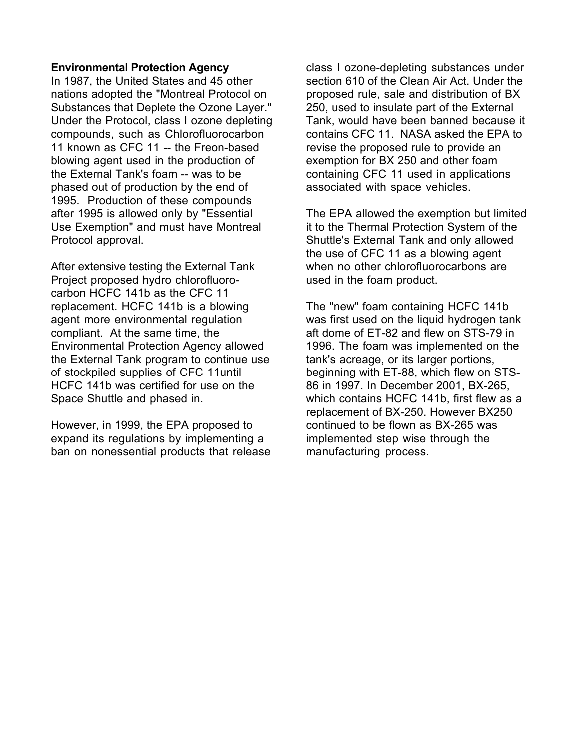**Environmental Protection Agency**

In 1987, the United States and 45 other nations adopted the "Montreal Protocol on Substances that Deplete the Ozone Layer." Under the Protocol, class I ozone depleting compounds, such as Chlorofluorocarbon 11 known as CFC 11 -- the Freon-based blowing agent used in the production of the External Tank's foam -- was to be phased out of production by the end of 1995. Production of these compounds after 1995 is allowed only by "Essential Use Exemption" and must have Montreal Protocol approval.

After extensive testing the External Tank Project proposed hydro chlorofluorocarbon HCFC 141b as the CFC 11 replacement. HCFC 141b is a blowing agent more environmental regulation compliant. At the same time, the Environmental Protection Agency allowed the External Tank program to continue use of stockpiled supplies of CFC 11until HCFC 141b was certified for use on the Space Shuttle and phased in.

However, in 1999, the EPA proposed to expand its regulations by implementing a ban on nonessential products that release class I ozone-depleting substances under section 610 of the Clean Air Act. Under the proposed rule, sale and distribution of BX 250, used to insulate part of the External Tank, would have been banned because it contains CFC 11. NASA asked the EPA to revise the proposed rule to provide an exemption for BX 250 and other foam containing CFC 11 used in applications associated with space vehicles.

The EPA allowed the exemption but limited it to the Thermal Protection System of the Shuttle's External Tank and only allowed the use of CFC 11 as a blowing agent when no other chlorofluorocarbons are used in the foam product.

The "new" foam containing HCFC 141b was first used on the liquid hydrogen tank aft dome of ET-82 and flew on STS-79 in 1996. The foam was implemented on the tank's acreage, or its larger portions, beginning with ET-88, which flew on STS-86 in 1997. In December 2001, BX-265, which contains HCFC 141b, first flew as a replacement of BX-250. However BX250 continued to be flown as BX-265 was implemented step wise through the manufacturing process.